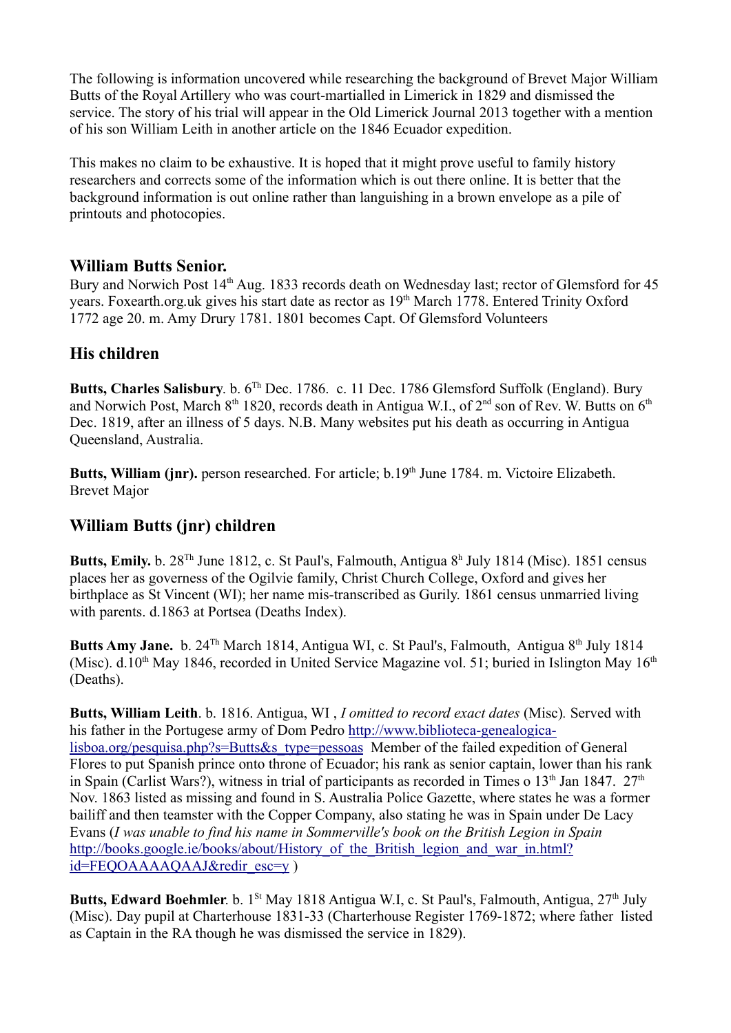The following is information uncovered while researching the background of Brevet Major William Butts of the Royal Artillery who was court-martialled in Limerick in 1829 and dismissed the service. The story of his trial will appear in the Old Limerick Journal 2013 together with a mention of his son William Leith in another article on the 1846 Ecuador expedition.

This makes no claim to be exhaustive. It is hoped that it might prove useful to family history researchers and corrects some of the information which is out there online. It is better that the background information is out online rather than languishing in a brown envelope as a pile of printouts and photocopies.

## William Butts Senior.

Bury and Norwich Post 14th Aug. 1833 records death on Wednesday last; rector of Glemsford for 45 years. Foxearth.org.uk gives his start date as rector as 19th March 1778. Entered Trinity Oxford 1772 age 20. m. Amy Drury 1781. 1801 becomes Capt. Of Glemsford Volunteers

## His children

**Butts, Charles Salisbury**. b. 6Th Dec. 1786. c. 11 Dec. 1786 Glemsford Suffolk (England). Bury and Norwich Post, March 8th 1820, records death in Antigua W.I., of 2nd son of Rev. W. Butts on 6th Dec. 1819, after an illness of 5 days. N.B. Many websites put his death as occurring in Antigua Queensland, Australia.

**Butts, William (jnr).** person researched. For article; b.19th June 1784. m. Victoire Elizabeth. Brevet Major

## William Butts (jnr) children

**Butts, Emily.** b. 28Th June 1812, c. St Paul's, Falmouth, Antigua 8h July 1814 (Misc). 1851 census places her as governess of the Ogilvie family, Christ Church College, Oxford and gives her birthplace as St Vincent (WI); her name mis-transcribed as Gurily. 1861 census unmarried living with parents. d.1863 at Portsea (Deaths Index).

**Butts Amy Jane.** b. 24Th March 1814, Antigua WI, c. St Paul's, Falmouth, Antigua 8th July 1814 (Misc). d.10th May 1846, recorded in United Service Magazine vol. 51; buried in Islington May 16th (Deaths).

**Butts, William Leith**. b. 1816. Antigua, WI , *I omitted to record exact dates* (Misc)*.* Served with his father in the Portugese army of Dom Pedro http://www.biblioteca-genealogica-lisboa.org/pesquisa.php?s=Butts&s_type=pessoas Member of the failed expedition of General Flores to put Spanish prince onto throne of Ecuador; his rank as senior captain, lower than his rank in Spain (Carlist Wars?), witness in trial of participants as recorded in Times o 13th Jan 1847. 27th Nov. 1863 listed as missing and found in S. Australia Police Gazette, where states he was a former bailiff and then teamster with the Copper Company, also stating he was in Spain under De Lacy Evans (*I was unable to find his name in Sommerville's book on the British Legion in Spain* http://books.google.ie/books/about/History_of_the_British_legion_and_war_in.html?id=FEQOAAAAQAAJ&redir_esc=y )

**Butts, Edward Boehmler**. b. 1St May 1818 Antigua W.I, c. St Paul's, Falmouth, Antigua, 27th July (Misc). Day pupil at Charterhouse 1831-33 (Charterhouse Register 1769-1872; where father listed as Captain in the RA though he was dismissed the service in 1829).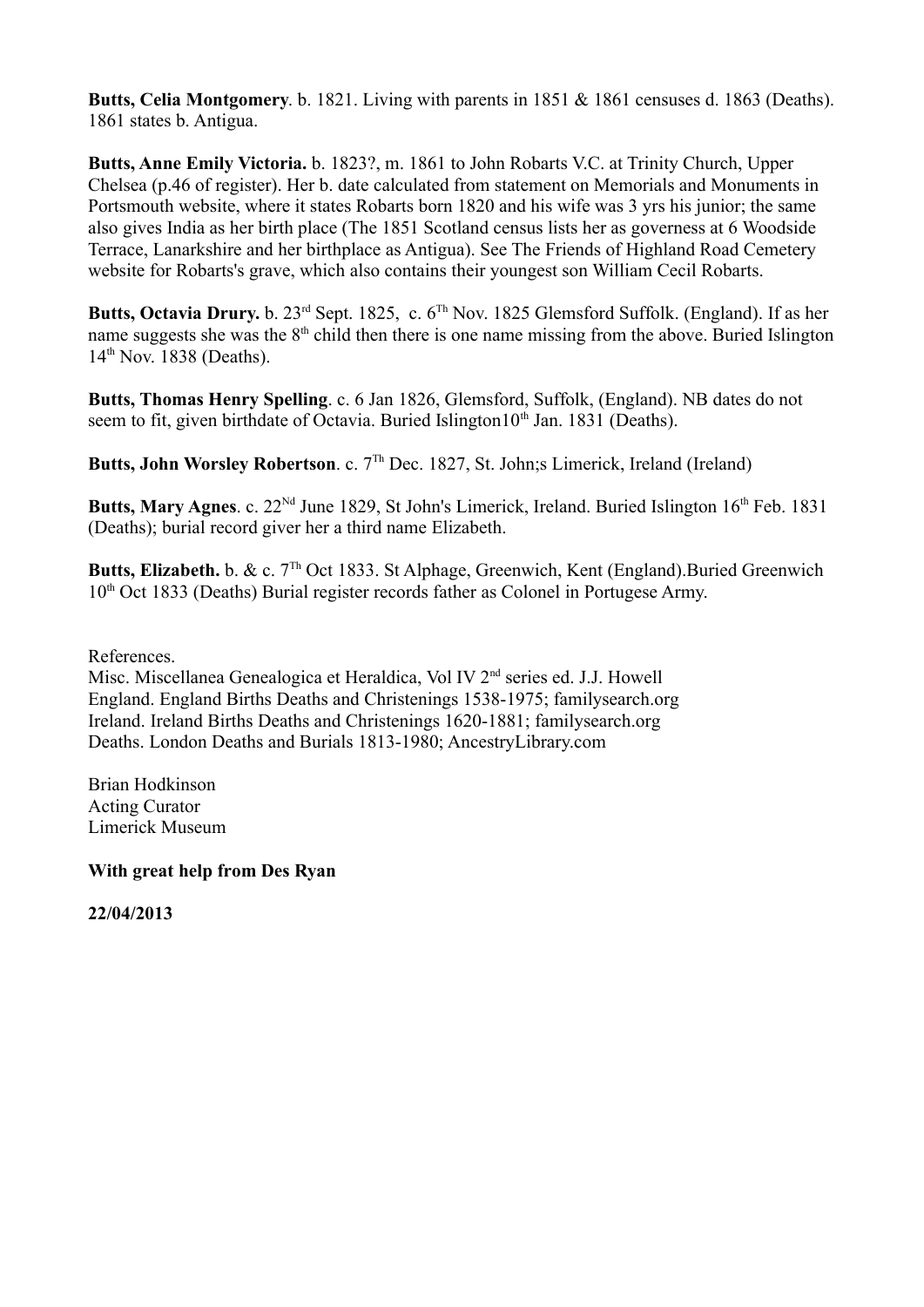**Butts, Celia Montgomery**. b. 1821. Living with parents in 1851 & 1861 censuses d. 1863 (Deaths). 1861 states b. Antigua.

**Butts, Anne Emily Victoria.** b. 1823?, m. 1861 to John Robarts V.C. at Trinity Church, Upper Chelsea (p.46 of register). Her b. date calculated from statement on Memorials and Monuments in Portsmouth website, where it states Robarts born 1820 and his wife was 3 yrs his junior; the same also gives India as her birth place (The 1851 Scotland census lists her as governess at 6 Woodside Terrace, Lanarkshire and her birthplace as Antigua). See The Friends of Highland Road Cemetery website for Robarts's grave, which also contains their youngest son William Cecil Robarts.

**Butts, Octavia Drury.** b. 23rd Sept. 1825, c. 6Th Nov. 1825 Glemsford Suffolk. (England). If as her name suggests she was the 8th child then there is one name missing from the above. Buried Islington 14th Nov. 1838 (Deaths).

**Butts, Thomas Henry Spelling**. c. 6 Jan 1826, Glemsford, Suffolk, (England). NB dates do not seem to fit, given birthdate of Octavia. Buried Islington10th Jan. 1831 (Deaths).

**Butts, John Worsley Robertson**. c. 7Th Dec. 1827, St. John;s Limerick, Ireland (Ireland)

**Butts, Mary Agnes**. c. 22Nd June 1829, St John's Limerick, Ireland. Buried Islington 16th Feb. 1831 (Deaths); burial record giver her a third name Elizabeth.

**Butts, Elizabeth.** b. & c. 7Th Oct 1833. St Alphage, Greenwich, Kent (England).Buried Greenwich 10th Oct 1833 (Deaths) Burial register records father as Colonel in Portugese Army.

References.
Misc. Miscellanea Genealogica et Heraldica, Vol IV 2nd series ed. J.J. Howell
England. England Births Deaths and Christenings 1538-1975; familysearch.org
Ireland. Ireland Births Deaths and Christenings 1620-1881; familysearch.org
Deaths. London Deaths and Burials 1813-1980; AncestryLibrary.com

Brian Hodkinson
Acting Curator
Limerick Museum

**With great help from Des Ryan**

**22/04/2013**